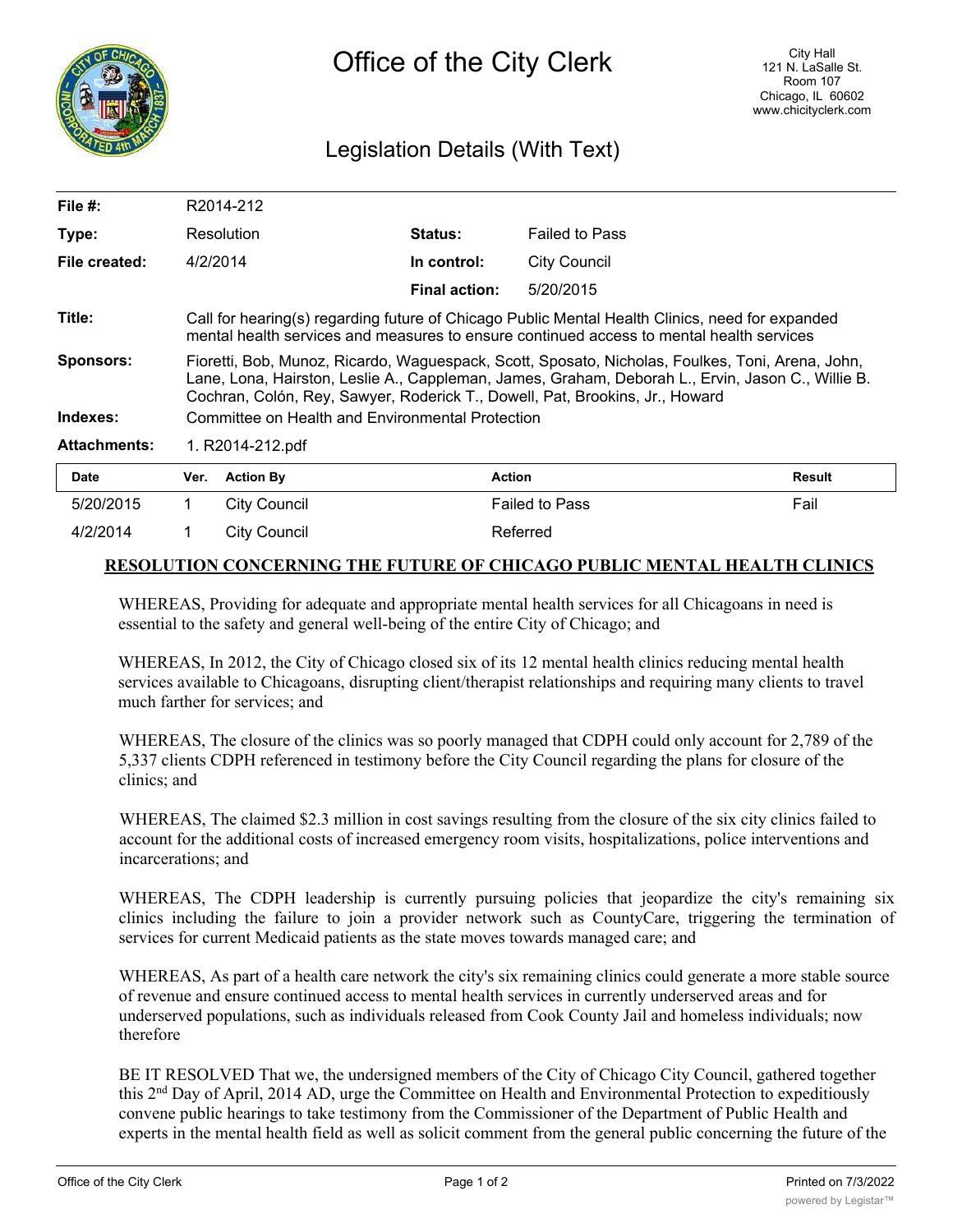# Office of the City Clerk

City Hall
121 N. LaSalle St.
Room 107
Chicago, IL 60602
www.chicityclerk.com

## Legislation Details (With Text)

| | | | |
|---|---|---|---|
| **File #:** | R2014-212 | | |
| **Type:** | Resolution | **Status:** | Failed to Pass |
| **File created:** | 4/2/2014 | **In control:** | City Council |
| | | **Final action:** | 5/20/2015 |

**Title:** Call for hearing(s) regarding future of Chicago Public Mental Health Clinics, need for expanded mental health services and measures to ensure continued access to mental health services

**Sponsors:** Fioretti, Bob, Munoz, Ricardo, Waguespack, Scott, Sposato, Nicholas, Foulkes, Toni, Arena, John, Lane, Lona, Hairston, Leslie A., Cappleman, James, Graham, Deborah L., Ervin, Jason C., Willie B. Cochran, Colón, Rey, Sawyer, Roderick T., Dowell, Pat, Brookins, Jr., Howard

**Indexes:** Committee on Health and Environmental Protection

**Attachments:** 1. R2014-212.pdf

| Date | Ver. | Action By | Action | Result |
|---|---|---|---|---|
| 5/20/2015 | 1 | City Council | Failed to Pass | Fail |
| 4/2/2014 | 1 | City Council | Referred | |

**RESOLUTION CONCERNING THE FUTURE OF CHICAGO PUBLIC MENTAL HEALTH CLINICS**

WHEREAS, Providing for adequate and appropriate mental health services for all Chicagoans in need is essential to the safety and general well-being of the entire City of Chicago; and

WHEREAS, In 2012, the City of Chicago closed six of its 12 mental health clinics reducing mental health services available to Chicagoans, disrupting client/therapist relationships and requiring many clients to travel much farther for services; and

WHEREAS, The closure of the clinics was so poorly managed that CDPH could only account for 2,789 of the 5,337 clients CDPH referenced in testimony before the City Council regarding the plans for closure of the clinics; and

WHEREAS, The claimed $2.3 million in cost savings resulting from the closure of the six city clinics failed to account for the additional costs of increased emergency room visits, hospitalizations, police interventions and incarcerations; and

WHEREAS, The CDPH leadership is currently pursuing policies that jeopardize the city's remaining six clinics including the failure to join a provider network such as CountyCare, triggering the termination of services for current Medicaid patients as the state moves towards managed care; and

WHEREAS, As part of a health care network the city's six remaining clinics could generate a more stable source of revenue and ensure continued access to mental health services in currently underserved areas and for underserved populations, such as individuals released from Cook County Jail and homeless individuals; now therefore

BE IT RESOLVED That we, the undersigned members of the City of Chicago City Council, gathered together this 2nd Day of April, 2014 AD, urge the Committee on Health and Environmental Protection to expeditiously convene public hearings to take testimony from the Commissioner of the Department of Public Health and experts in the mental health field as well as solicit comment from the general public concerning the future of the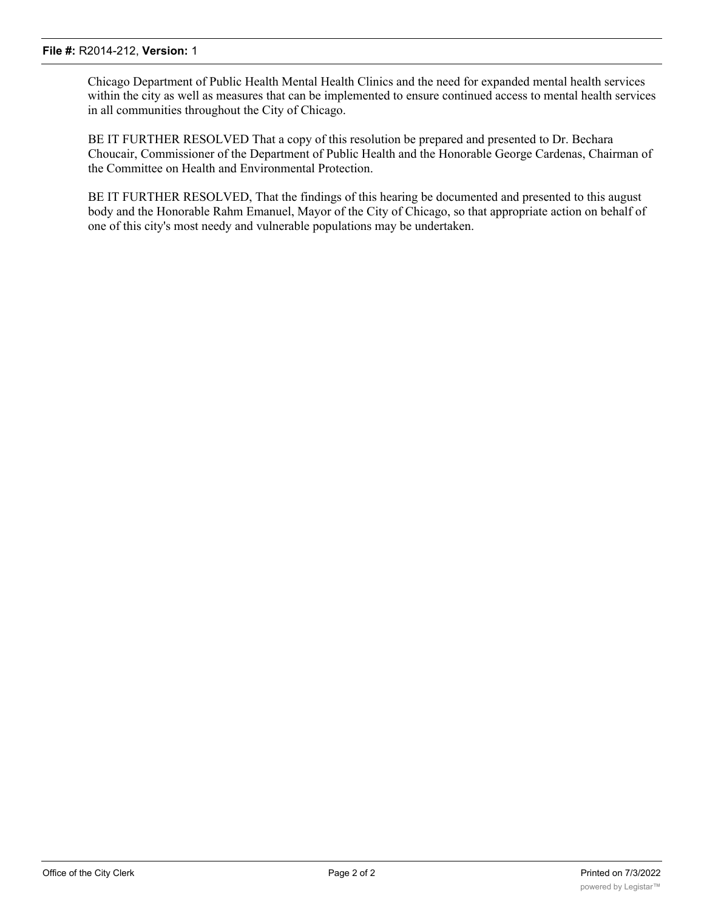Chicago Department of Public Health Mental Health Clinics and the need for expanded mental health services within the city as well as measures that can be implemented to ensure continued access to mental health services in all communities throughout the City of Chicago.

BE IT FURTHER RESOLVED That a copy of this resolution be prepared and presented to Dr. Bechara Choucair, Commissioner of the Department of Public Health and the Honorable George Cardenas, Chairman of the Committee on Health and Environmental Protection.

BE IT FURTHER RESOLVED, That the findings of this hearing be documented and presented to this august body and the Honorable Rahm Emanuel, Mayor of the City of Chicago, so that appropriate action on behalf of one of this city's most needy and vulnerable populations may be undertaken.